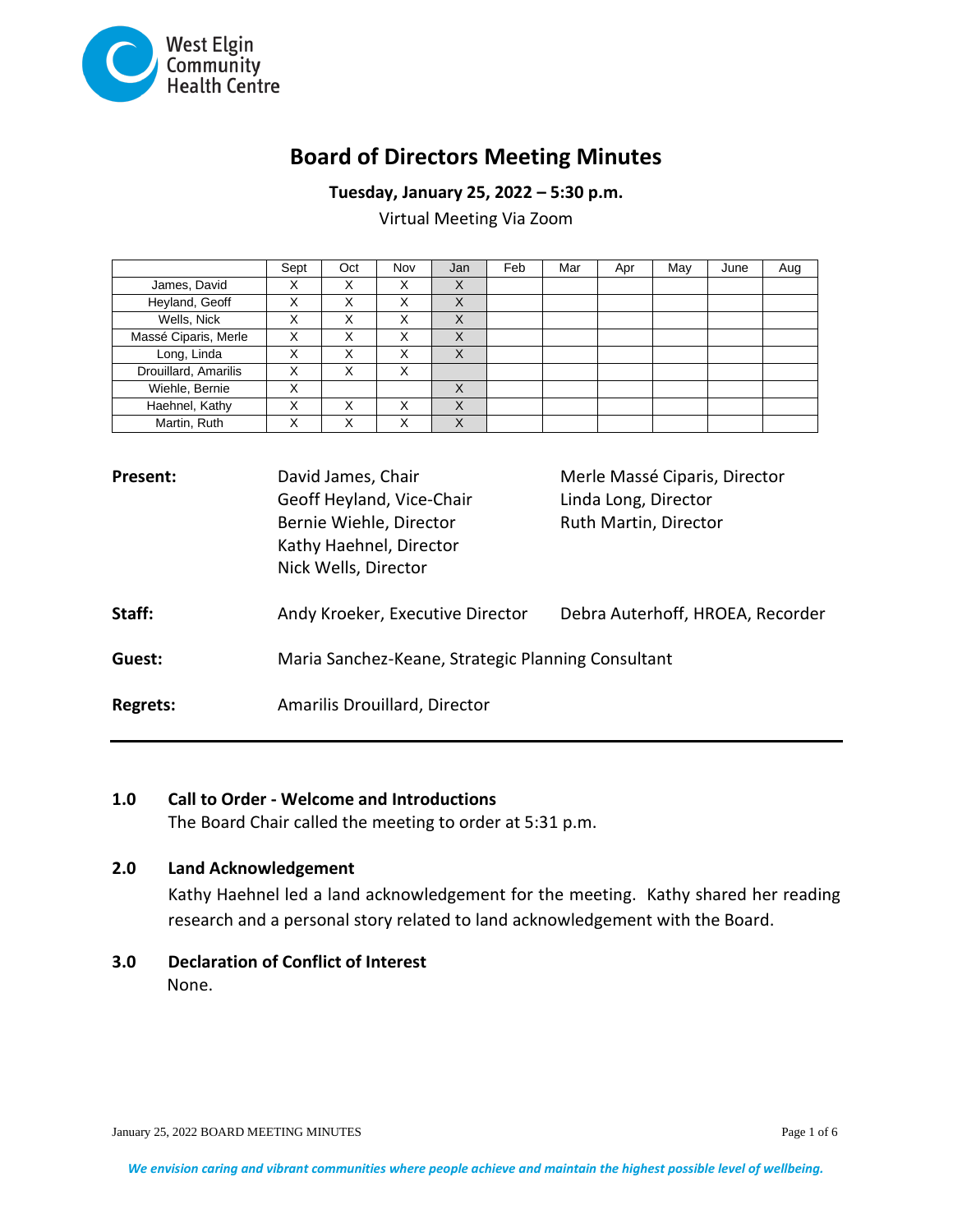West Elgin Community Health Centre

# Board of Directors Meeting Minutes

**Tuesday, January 25, 2022 – 5:30 p.m.**

Virtual Meeting Via Zoom

| | Sept | Oct | Nov | Jan | Feb | Mar | Apr | May | June | Aug |
|---|---|---|---|---|---|---|---|---|---|---|
| James, David | X | X | X | X | | | | | | |
| Heyland, Geoff | X | X | X | X | | | | | | |
| Wells, Nick | X | X | X | X | | | | | | |
| Massé Ciparis, Merle | X | X | X | X | | | | | | |
| Long, Linda | X | X | X | X | | | | | | |
| Drouillard, Amarilis | X | X | X | | | | | | | |
| Wiehle, Bernie | X | | | X | | | | | | |
| Haehnel, Kathy | X | X | X | X | | | | | | |
| Martin, Ruth | X | X | X | X | | | | | | |

**Present:** David James, Chair
Geoff Heyland, Vice-Chair
Bernie Wiehle, Director
Kathy Haehnel, Director
Nick Wells, Director
Merle Massé Ciparis, Director
Linda Long, Director
Ruth Martin, Director

**Staff:** Andy Kroeker, Executive Director
Debra Auterhoff, HROEA, Recorder

**Guest:** Maria Sanchez-Keane, Strategic Planning Consultant

**Regrets:** Amarilis Drouillard, Director

---

## 1.0 Call to Order - Welcome and Introductions

The Board Chair called the meeting to order at 5:31 p.m.

## 2.0 Land Acknowledgement

Kathy Haehnel led a land acknowledgement for the meeting. Kathy shared her reading research and a personal story related to land acknowledgement with the Board.

## 3.0 Declaration of Conflict of Interest

None.

*We envision caring and vibrant communities where people achieve and maintain the highest possible level of wellbeing.*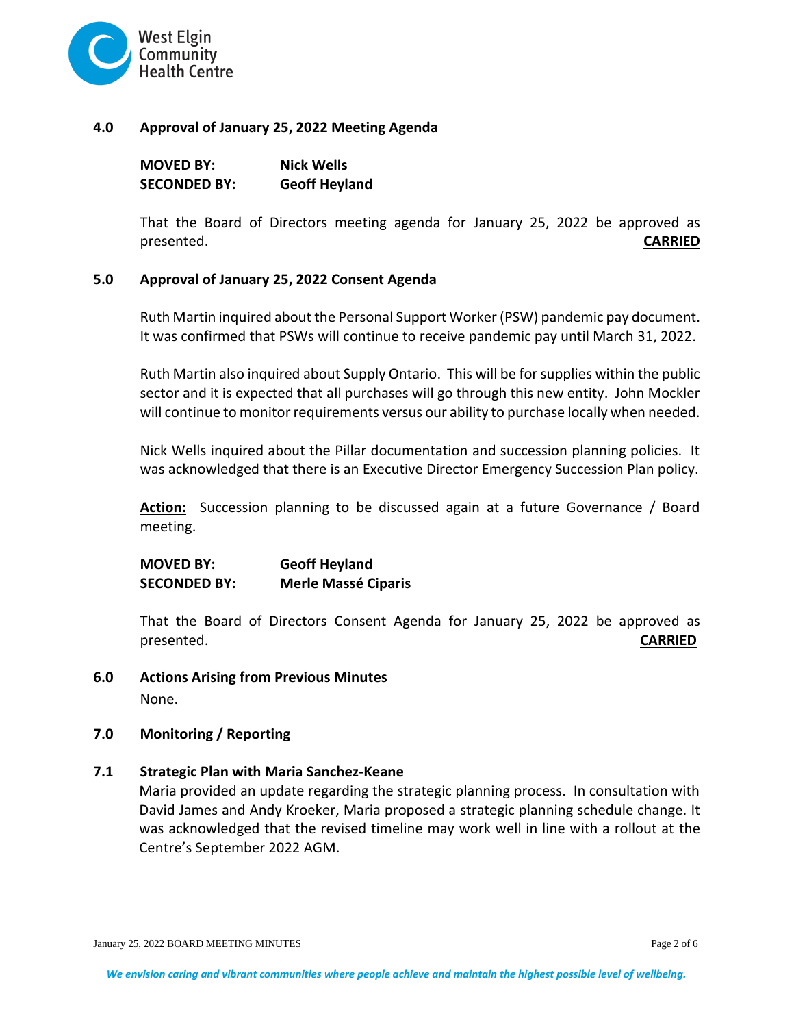## 4.0 Approval of January 25, 2022 Meeting Agenda

**MOVED BY:** **Nick Wells**
**SECONDED BY:** **Geoff Heyland**

That the Board of Directors meeting agenda for January 25, 2022 be approved as presented. **CARRIED**

## 5.0 Approval of January 25, 2022 Consent Agenda

Ruth Martin inquired about the Personal Support Worker (PSW) pandemic pay document. It was confirmed that PSWs will continue to receive pandemic pay until March 31, 2022.

Ruth Martin also inquired about Supply Ontario. This will be for supplies within the public sector and it is expected that all purchases will go through this new entity. John Mockler will continue to monitor requirements versus our ability to purchase locally when needed.

Nick Wells inquired about the Pillar documentation and succession planning policies. It was acknowledged that there is an Executive Director Emergency Succession Plan policy.

**Action:** Succession planning to be discussed again at a future Governance / Board meeting.

**MOVED BY:** **Geoff Heyland**
**SECONDED BY:** **Merle Massé Ciparis**

That the Board of Directors Consent Agenda for January 25, 2022 be approved as presented. **CARRIED**

## 6.0 Actions Arising from Previous Minutes

None.

## 7.0 Monitoring / Reporting

### 7.1 Strategic Plan with Maria Sanchez-Keane

Maria provided an update regarding the strategic planning process. In consultation with David James and Andy Kroeker, Maria proposed a strategic planning schedule change. It was acknowledged that the revised timeline may work well in line with a rollout at the Centre's September 2022 AGM.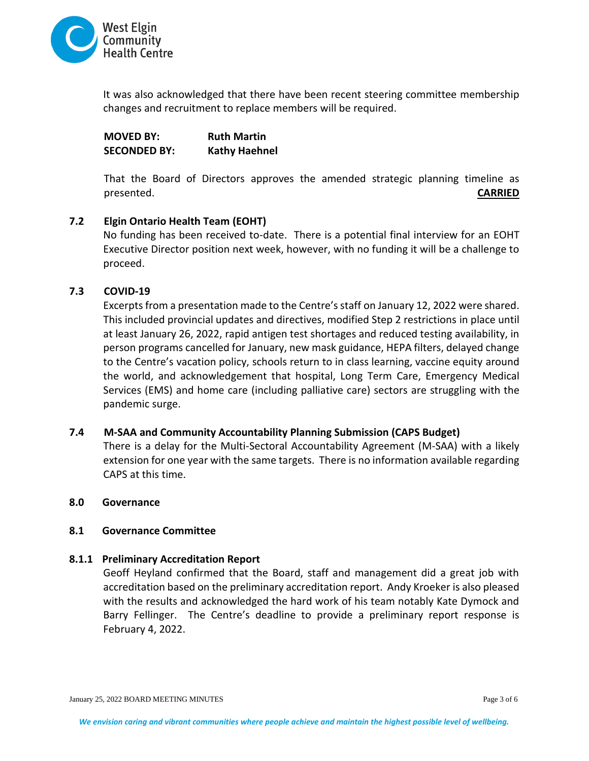It was also acknowledged that there have been recent steering committee membership changes and recruitment to replace members will be required.

**MOVED BY:** **Ruth Martin**
**SECONDED BY:** **Kathy Haehnel**

That the Board of Directors approves the amended strategic planning timeline as presented. **CARRIED**

### 7.2 Elgin Ontario Health Team (EOHT)

No funding has been received to-date. There is a potential final interview for an EOHT Executive Director position next week, however, with no funding it will be a challenge to proceed.

### 7.3 COVID-19

Excerpts from a presentation made to the Centre's staff on January 12, 2022 were shared. This included provincial updates and directives, modified Step 2 restrictions in place until at least January 26, 2022, rapid antigen test shortages and reduced testing availability, in person programs cancelled for January, new mask guidance, HEPA filters, delayed change to the Centre's vacation policy, schools return to in class learning, vaccine equity around the world, and acknowledgement that hospital, Long Term Care, Emergency Medical Services (EMS) and home care (including palliative care) sectors are struggling with the pandemic surge.

### 7.4 M-SAA and Community Accountability Planning Submission (CAPS Budget)

There is a delay for the Multi-Sectoral Accountability Agreement (M-SAA) with a likely extension for one year with the same targets. There is no information available regarding CAPS at this time.

## 8.0 Governance

### 8.1 Governance Committee

#### 8.1.1 Preliminary Accreditation Report

Geoff Heyland confirmed that the Board, staff and management did a great job with accreditation based on the preliminary accreditation report. Andy Kroeker is also pleased with the results and acknowledged the hard work of his team notably Kate Dymock and Barry Fellinger. The Centre's deadline to provide a preliminary report response is February 4, 2022.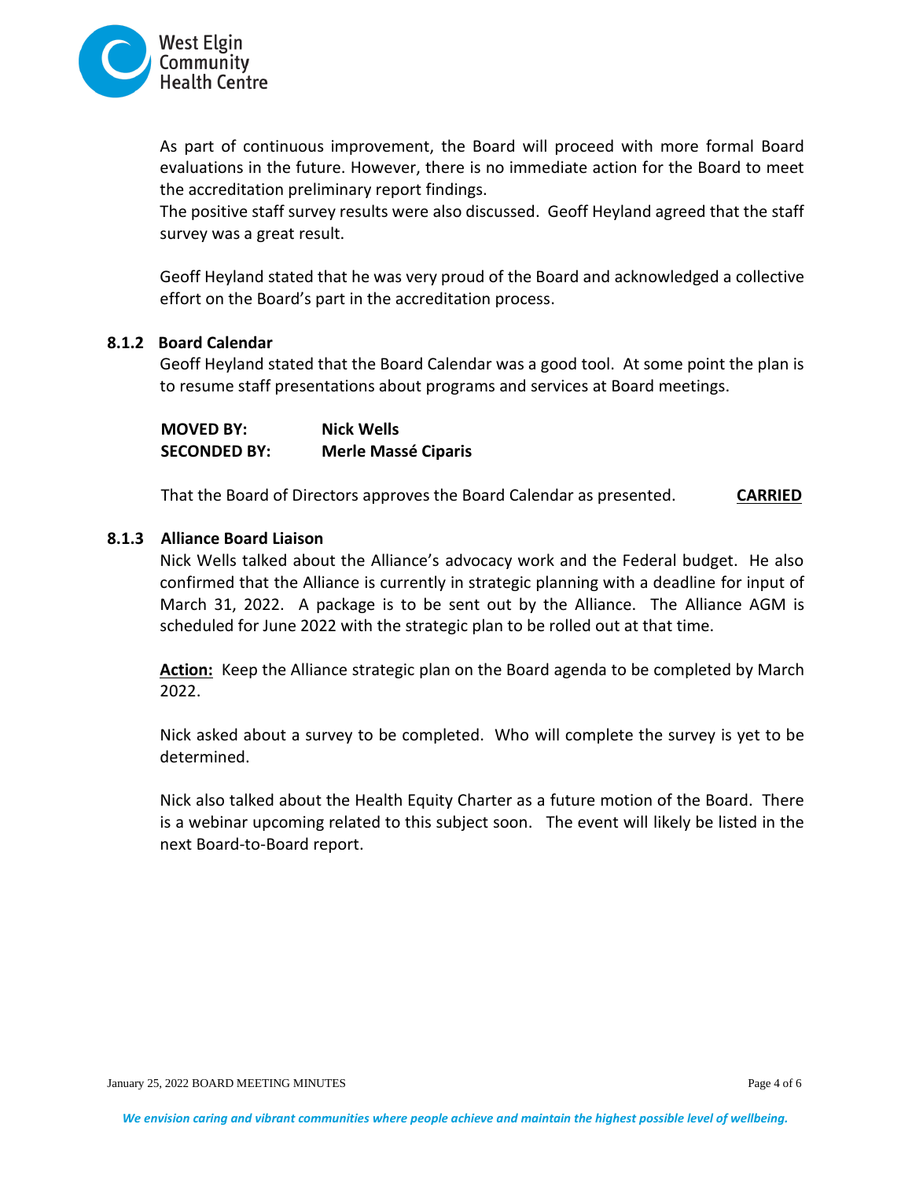As part of continuous improvement, the Board will proceed with more formal Board evaluations in the future. However, there is no immediate action for the Board to meet the accreditation preliminary report findings.
The positive staff survey results were also discussed. Geoff Heyland agreed that the staff survey was a great result.

Geoff Heyland stated that he was very proud of the Board and acknowledged a collective effort on the Board's part in the accreditation process.

### 8.1.2 Board Calendar

Geoff Heyland stated that the Board Calendar was a good tool. At some point the plan is to resume staff presentations about programs and services at Board meetings.

**MOVED BY:** **Nick Wells**
**SECONDED BY:** **Merle Massé Ciparis**

That the Board of Directors approves the Board Calendar as presented. **CARRIED**

### 8.1.3 Alliance Board Liaison

Nick Wells talked about the Alliance's advocacy work and the Federal budget. He also confirmed that the Alliance is currently in strategic planning with a deadline for input of March 31, 2022. A package is to be sent out by the Alliance. The Alliance AGM is scheduled for June 2022 with the strategic plan to be rolled out at that time.

**Action:** Keep the Alliance strategic plan on the Board agenda to be completed by March 2022.

Nick asked about a survey to be completed. Who will complete the survey is yet to be determined.

Nick also talked about the Health Equity Charter as a future motion of the Board. There is a webinar upcoming related to this subject soon. The event will likely be listed in the next Board-to-Board report.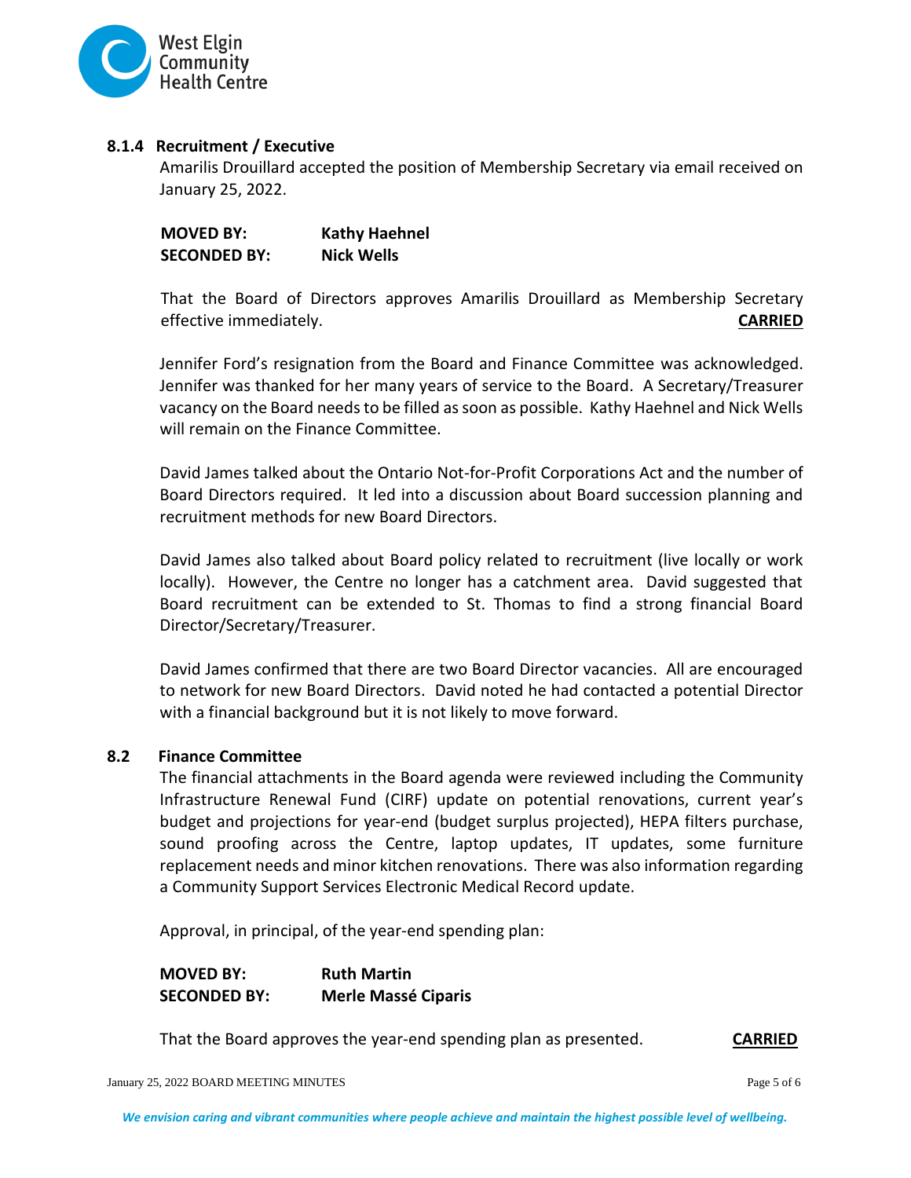### 8.1.4 Recruitment / Executive

Amarilis Drouillard accepted the position of Membership Secretary via email received on January 25, 2022.

**MOVED BY:** **Kathy Haehnel**
**SECONDED BY:** **Nick Wells**

That the Board of Directors approves Amarilis Drouillard as Membership Secretary effective immediately. **CARRIED**

Jennifer Ford's resignation from the Board and Finance Committee was acknowledged. Jennifer was thanked for her many years of service to the Board. A Secretary/Treasurer vacancy on the Board needs to be filled as soon as possible. Kathy Haehnel and Nick Wells will remain on the Finance Committee.

David James talked about the Ontario Not-for-Profit Corporations Act and the number of Board Directors required. It led into a discussion about Board succession planning and recruitment methods for new Board Directors.

David James also talked about Board policy related to recruitment (live locally or work locally). However, the Centre no longer has a catchment area. David suggested that Board recruitment can be extended to St. Thomas to find a strong financial Board Director/Secretary/Treasurer.

David James confirmed that there are two Board Director vacancies. All are encouraged to network for new Board Directors. David noted he had contacted a potential Director with a financial background but it is not likely to move forward.

### 8.2 Finance Committee

The financial attachments in the Board agenda were reviewed including the Community Infrastructure Renewal Fund (CIRF) update on potential renovations, current year's budget and projections for year-end (budget surplus projected), HEPA filters purchase, sound proofing across the Centre, laptop updates, IT updates, some furniture replacement needs and minor kitchen renovations. There was also information regarding a Community Support Services Electronic Medical Record update.

Approval, in principal, of the year-end spending plan:

**MOVED BY:** **Ruth Martin**
**SECONDED BY:** **Merle Massé Ciparis**

That the Board approves the year-end spending plan as presented. **CARRIED**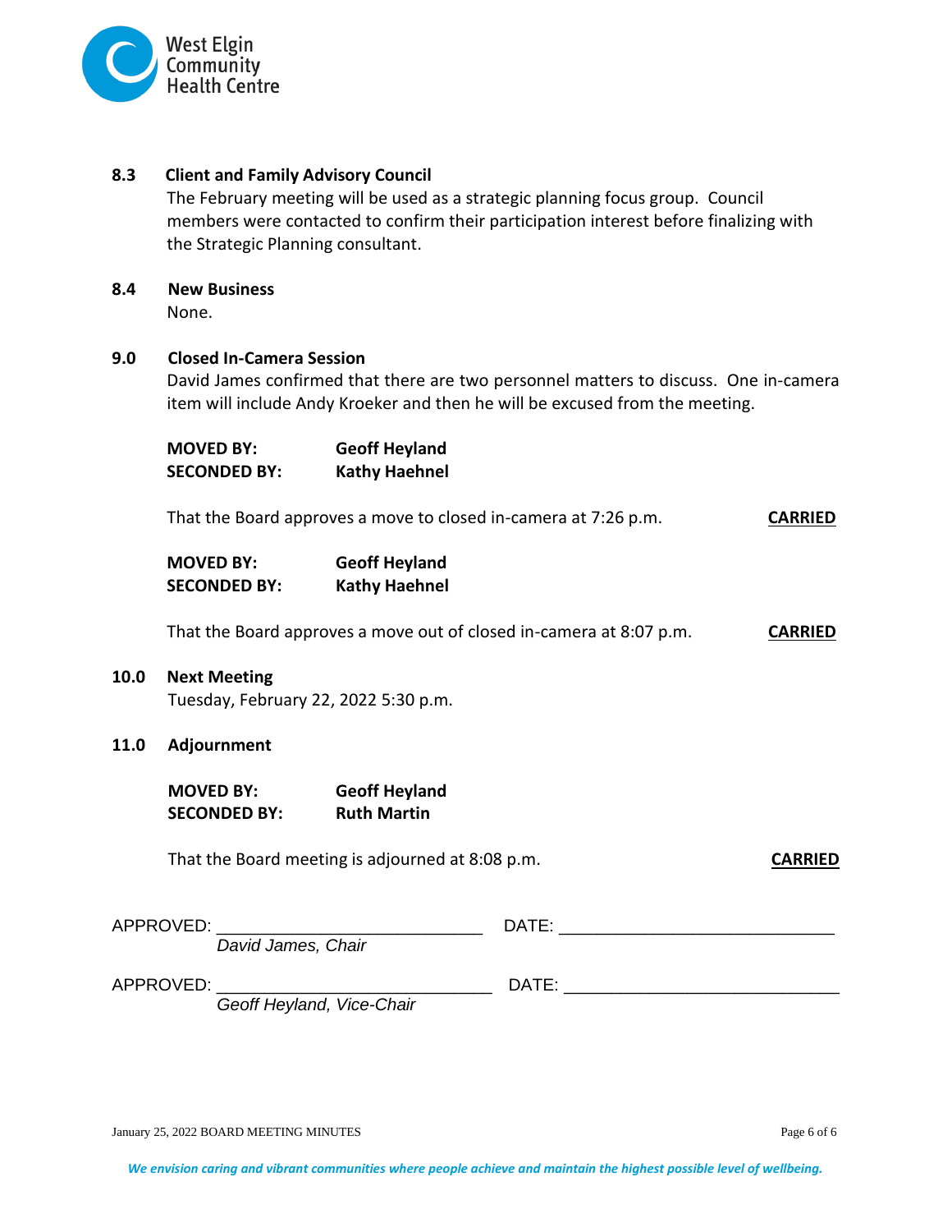### 8.3 Client and Family Advisory Council

The February meeting will be used as a strategic planning focus group. Council members were contacted to confirm their participation interest before finalizing with the Strategic Planning consultant.

### 8.4 New Business

None.

## 9.0 Closed In-Camera Session

David James confirmed that there are two personnel matters to discuss. One in-camera item will include Andy Kroeker and then he will be excused from the meeting.

**MOVED BY:** **Geoff Heyland**
**SECONDED BY:** **Kathy Haehnel**

That the Board approves a move to closed in-camera at 7:26 p.m. **CARRIED**

**MOVED BY:** **Geoff Heyland**
**SECONDED BY:** **Kathy Haehnel**

That the Board approves a move out of closed in-camera at 8:07 p.m. **CARRIED**

## 10.0 Next Meeting

Tuesday, February 22, 2022 5:30 p.m.

## 11.0 Adjournment

**MOVED BY:** **Geoff Heyland**
**SECONDED BY:** **Ruth Martin**

That the Board meeting is adjourned at 8:08 p.m. **CARRIED**

APPROVED: ___________________________ DATE: ___________________________
*David James, Chair*

APPROVED: ___________________________ DATE: ___________________________
*Geoff Heyland, Vice-Chair*

*We envision caring and vibrant communities where people achieve and maintain the highest possible level of wellbeing.*